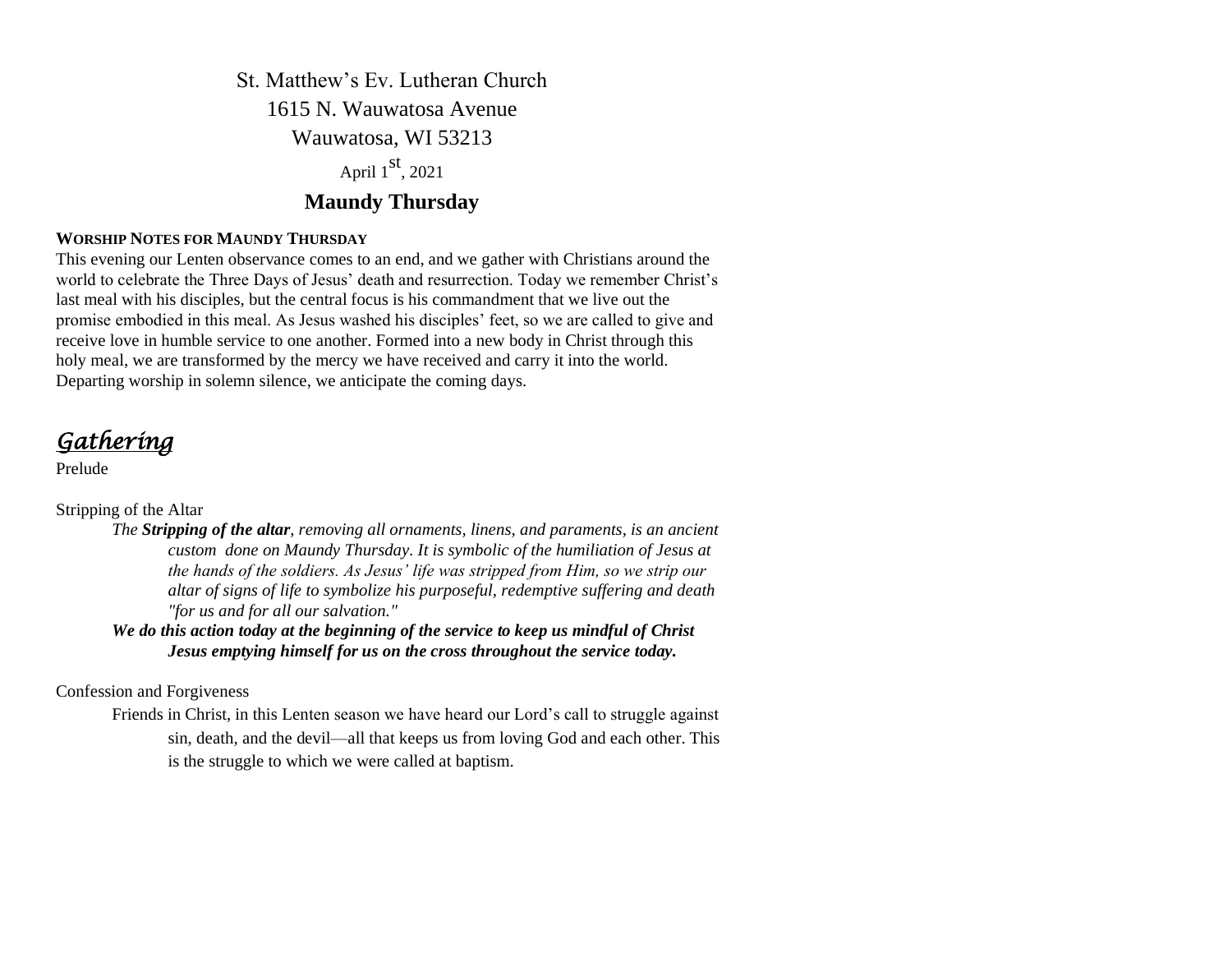St. Matthew's Ev. Lutheran Church

1615 N. Wauwatosa Avenue

Wauwatosa, WI 53213

April 1st, 2021

# Maundy Thursday

**WORSHIP NOTES FOR MAUNDY THURSDAY**

This evening our Lenten observance comes to an end, and we gather with Christians around the world to celebrate the Three Days of Jesus' death and resurrection. Today we remember Christ's last meal with his disciples, but the central focus is his commandment that we live out the promise embodied in this meal. As Jesus washed his disciples' feet, so we are called to give and receive love in humble service to one another. Formed into a new body in Christ through this holy meal, we are transformed by the mercy we have received and carry it into the world. Departing worship in solemn silence, we anticipate the coming days.

## *Gathering*

Prelude

Stripping of the Altar

*The **Stripping of the altar**, removing all ornaments, linens, and paraments, is an ancient custom done on Maundy Thursday. It is symbolic of the humiliation of Jesus at the hands of the soldiers. As Jesus' life was stripped from Him, so we strip our altar of signs of life to symbolize his purposeful, redemptive suffering and death "for us and for all our salvation."*

***We do this action today at the beginning of the service to keep us mindful of Christ Jesus emptying himself for us on the cross throughout the service today.***

Confession and Forgiveness

Friends in Christ, in this Lenten season we have heard our Lord's call to struggle against sin, death, and the devil—all that keeps us from loving God and each other. This is the struggle to which we were called at baptism.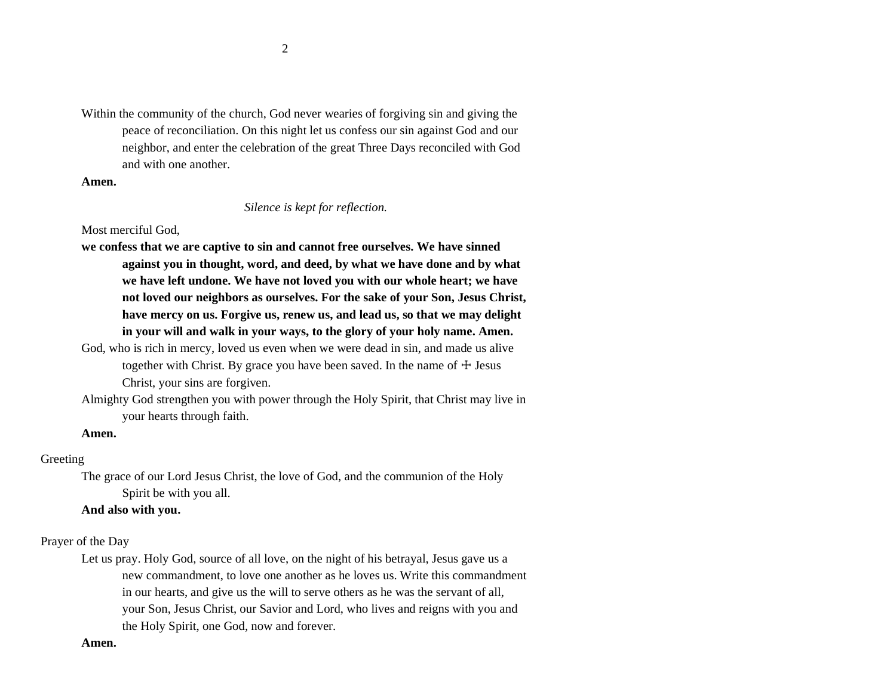Within the community of the church, God never wearies of forgiving sin and giving the peace of reconciliation. On this night let us confess our sin against God and our neighbor, and enter the celebration of the great Three Days reconciled with God and with one another.

**Amen.**

*Silence is kept for reflection.*

Most merciful God,

**we confess that we are captive to sin and cannot free ourselves. We have sinned against you in thought, word, and deed, by what we have done and by what we have left undone. We have not loved you with our whole heart; we have not loved our neighbors as ourselves. For the sake of your Son, Jesus Christ, have mercy on us. Forgive us, renew us, and lead us, so that we may delight in your will and walk in your ways, to the glory of your holy name. Amen.**

God, who is rich in mercy, loved us even when we were dead in sin, and made us alive together with Christ. By grace you have been saved. In the name of ☩ Jesus Christ, your sins are forgiven.

Almighty God strengthen you with power through the Holy Spirit, that Christ may live in your hearts through faith.

**Amen.**

Greeting

The grace of our Lord Jesus Christ, the love of God, and the communion of the Holy Spirit be with you all.

**And also with you.**

Prayer of the Day

Let us pray. Holy God, source of all love, on the night of his betrayal, Jesus gave us a new commandment, to love one another as he loves us. Write this commandment in our hearts, and give us the will to serve others as he was the servant of all, your Son, Jesus Christ, our Savior and Lord, who lives and reigns with you and the Holy Spirit, one God, now and forever.

**Amen.**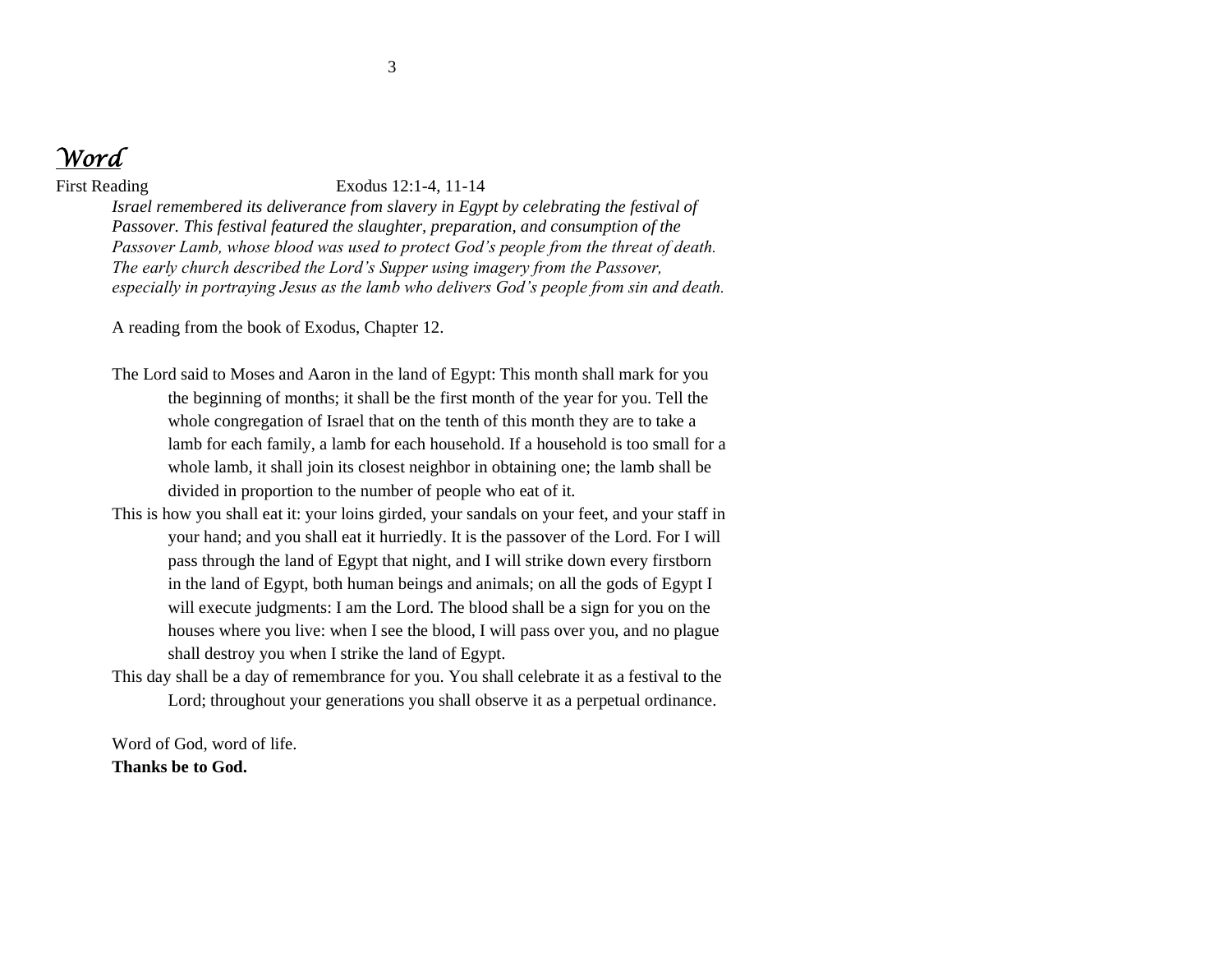# *Word*

First Reading Exodus 12:1-4, 11-14

*Israel remembered its deliverance from slavery in Egypt by celebrating the festival of Passover. This festival featured the slaughter, preparation, and consumption of the Passover Lamb, whose blood was used to protect God's people from the threat of death. The early church described the Lord's Supper using imagery from the Passover, especially in portraying Jesus as the lamb who delivers God's people from sin and death.*

A reading from the book of Exodus, Chapter 12.

The Lord said to Moses and Aaron in the land of Egypt: This month shall mark for you the beginning of months; it shall be the first month of the year for you. Tell the whole congregation of Israel that on the tenth of this month they are to take a lamb for each family, a lamb for each household. If a household is too small for a whole lamb, it shall join its closest neighbor in obtaining one; the lamb shall be divided in proportion to the number of people who eat of it.

This is how you shall eat it: your loins girded, your sandals on your feet, and your staff in your hand; and you shall eat it hurriedly. It is the passover of the Lord. For I will pass through the land of Egypt that night, and I will strike down every firstborn in the land of Egypt, both human beings and animals; on all the gods of Egypt I will execute judgments: I am the Lord. The blood shall be a sign for you on the houses where you live: when I see the blood, I will pass over you, and no plague shall destroy you when I strike the land of Egypt.

This day shall be a day of remembrance for you. You shall celebrate it as a festival to the Lord; throughout your generations you shall observe it as a perpetual ordinance.

Word of God, word of life.
**Thanks be to God.**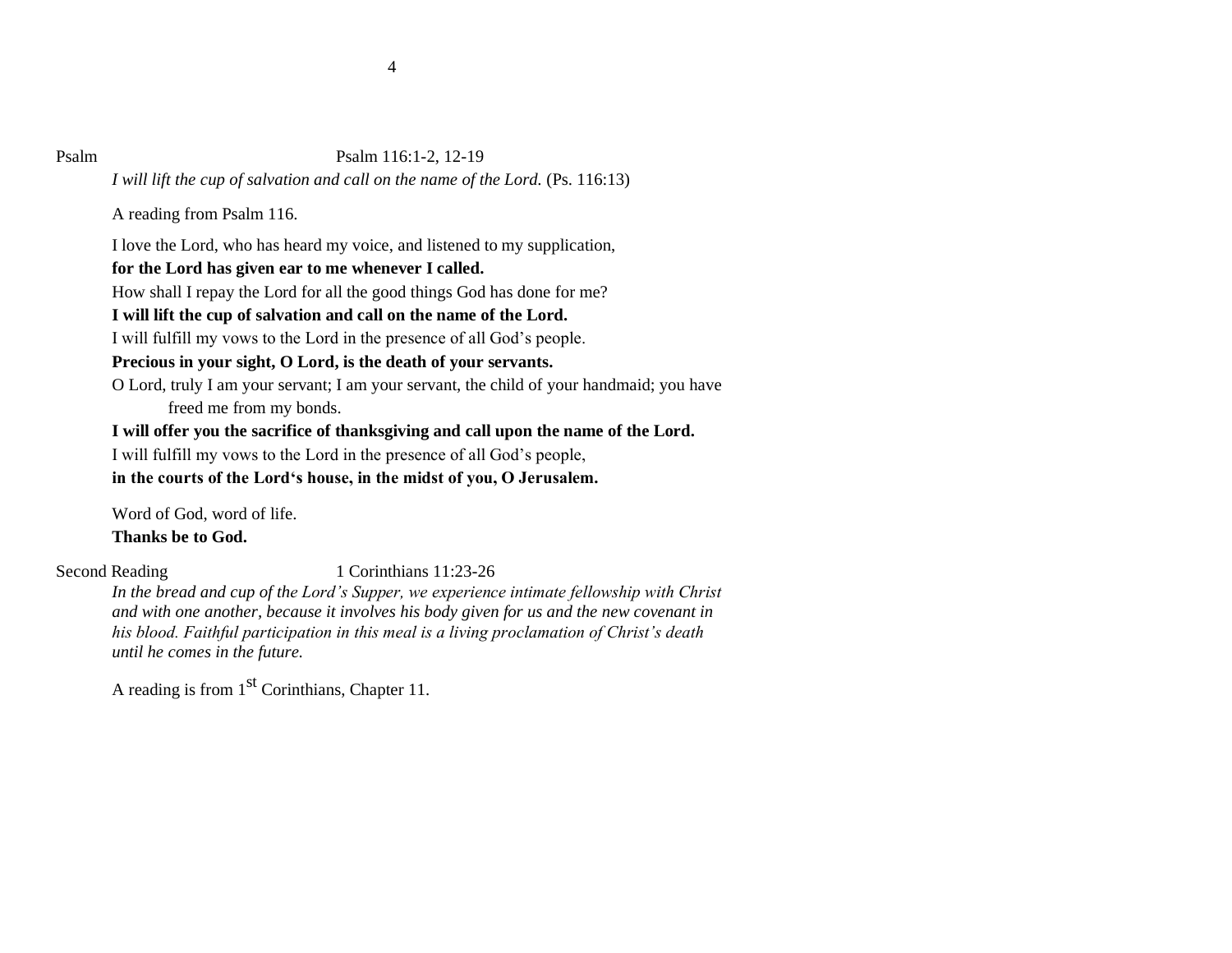Psalm Psalm 116:1-2, 12-19

*I will lift the cup of salvation and call on the name of the Lord.* (Ps. 116:13)

A reading from Psalm 116.

I love the Lord, who has heard my voice, and listened to my supplication,
**for the Lord has given ear to me whenever I called.**
How shall I repay the Lord for all the good things God has done for me?
**I will lift the cup of salvation and call on the name of the Lord.**
I will fulfill my vows to the Lord in the presence of all God's people.
**Precious in your sight, O Lord, is the death of your servants.**
O Lord, truly I am your servant; I am your servant, the child of your handmaid; you have freed me from my bonds.
**I will offer you the sacrifice of thanksgiving and call upon the name of the Lord.**
I will fulfill my vows to the Lord in the presence of all God's people,
**in the courts of the Lord's house, in the midst of you, O Jerusalem.**

Word of God, word of life.
**Thanks be to God.**

Second Reading 1 Corinthians 11:23-26

*In the bread and cup of the Lord's Supper, we experience intimate fellowship with Christ and with one another, because it involves his body given for us and the new covenant in his blood. Faithful participation in this meal is a living proclamation of Christ's death until he comes in the future.*

A reading is from 1st Corinthians, Chapter 11.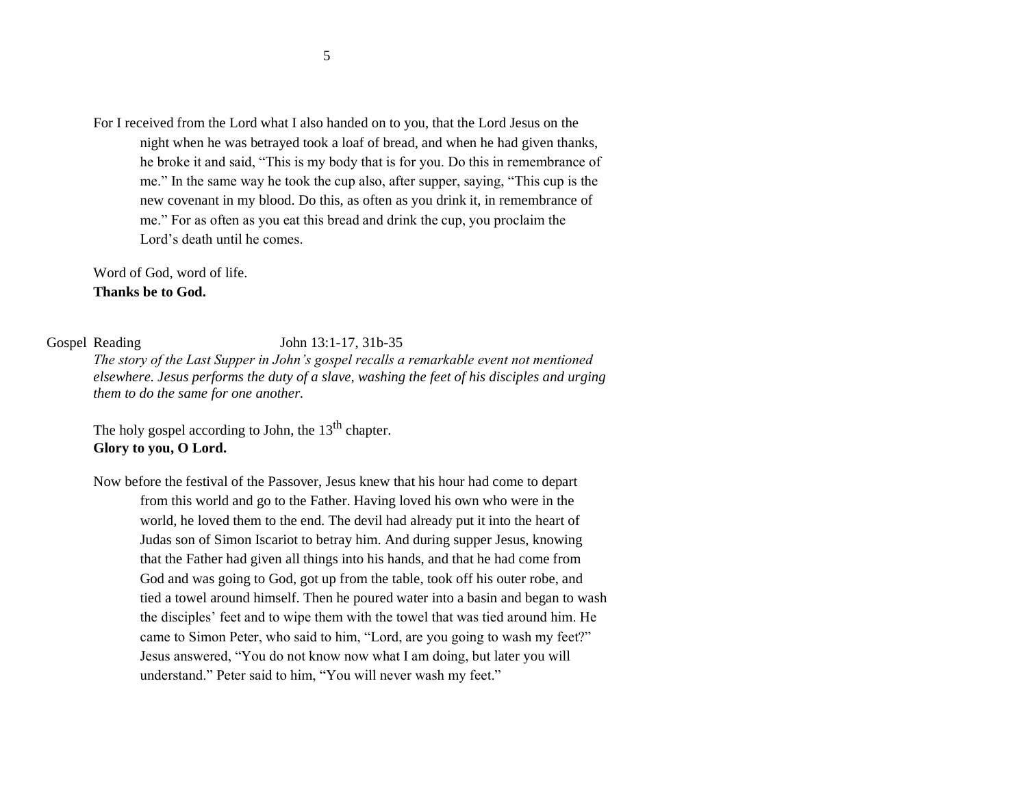For I received from the Lord what I also handed on to you, that the Lord Jesus on the night when he was betrayed took a loaf of bread, and when he had given thanks, he broke it and said, "This is my body that is for you. Do this in remembrance of me." In the same way he took the cup also, after supper, saying, "This cup is the new covenant in my blood. Do this, as often as you drink it, in remembrance of me." For as often as you eat this bread and drink the cup, you proclaim the Lord's death until he comes.

Word of God, word of life.
**Thanks be to God.**

Gospel Reading John 13:1-17, 31b-35

*The story of the Last Supper in John's gospel recalls a remarkable event not mentioned elsewhere. Jesus performs the duty of a slave, washing the feet of his disciples and urging them to do the same for one another.*

The holy gospel according to John, the 13th chapter.
**Glory to you, O Lord.**

Now before the festival of the Passover, Jesus knew that his hour had come to depart from this world and go to the Father. Having loved his own who were in the world, he loved them to the end. The devil had already put it into the heart of Judas son of Simon Iscariot to betray him. And during supper Jesus, knowing that the Father had given all things into his hands, and that he had come from God and was going to God, got up from the table, took off his outer robe, and tied a towel around himself. Then he poured water into a basin and began to wash the disciples' feet and to wipe them with the towel that was tied around him. He came to Simon Peter, who said to him, "Lord, are you going to wash my feet?" Jesus answered, "You do not know now what I am doing, but later you will understand." Peter said to him, "You will never wash my feet."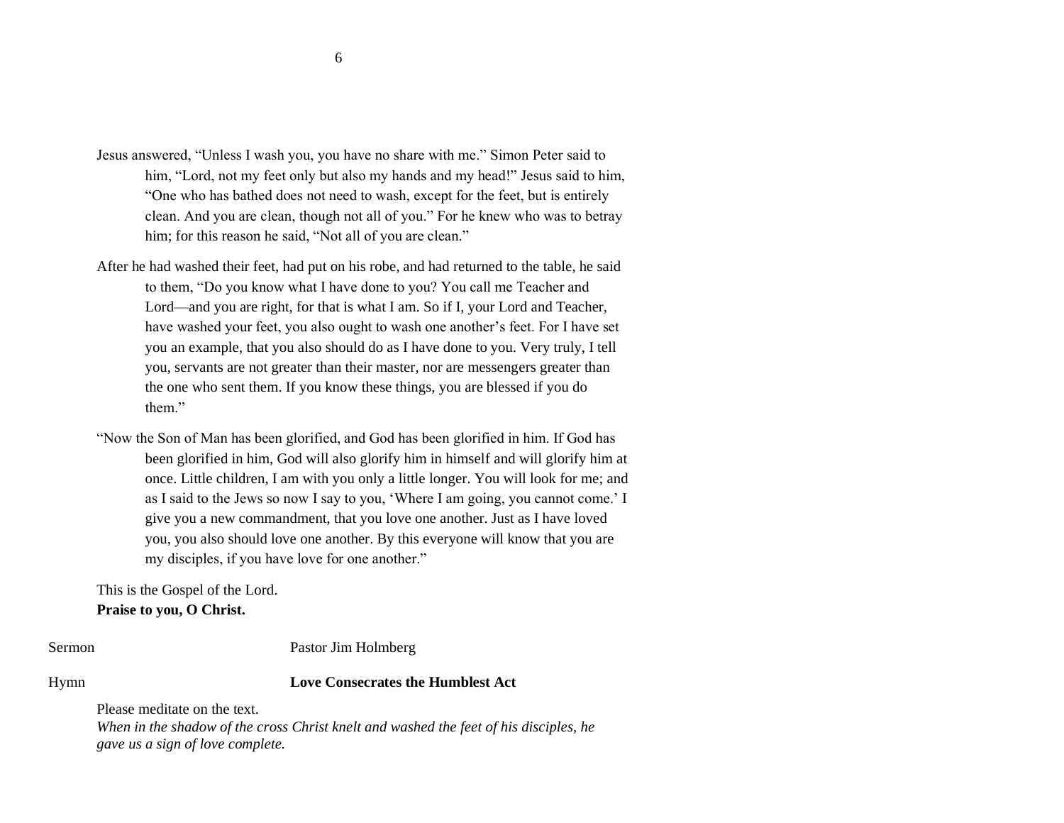Jesus answered, "Unless I wash you, you have no share with me." Simon Peter said to him, "Lord, not my feet only but also my hands and my head!" Jesus said to him, "One who has bathed does not need to wash, except for the feet, but is entirely clean. And you are clean, though not all of you." For he knew who was to betray him; for this reason he said, "Not all of you are clean."

After he had washed their feet, had put on his robe, and had returned to the table, he said to them, "Do you know what I have done to you? You call me Teacher and Lord—and you are right, for that is what I am. So if I, your Lord and Teacher, have washed your feet, you also ought to wash one another's feet. For I have set you an example, that you also should do as I have done to you. Very truly, I tell you, servants are not greater than their master, nor are messengers greater than the one who sent them. If you know these things, you are blessed if you do them."

"Now the Son of Man has been glorified, and God has been glorified in him. If God has been glorified in him, God will also glorify him in himself and will glorify him at once. Little children, I am with you only a little longer. You will look for me; and as I said to the Jews so now I say to you, 'Where I am going, you cannot come.' I give you a new commandment, that you love one another. Just as I have loved you, you also should love one another. By this everyone will know that you are my disciples, if you have love for one another."

This is the Gospel of the Lord.
**Praise to you, O Christ.**

Sermon — Pastor Jim Holmberg

Hymn — **Love Consecrates the Humblest Act**

Please meditate on the text.
*When in the shadow of the cross Christ knelt and washed the feet of his disciples, he gave us a sign of love complete.*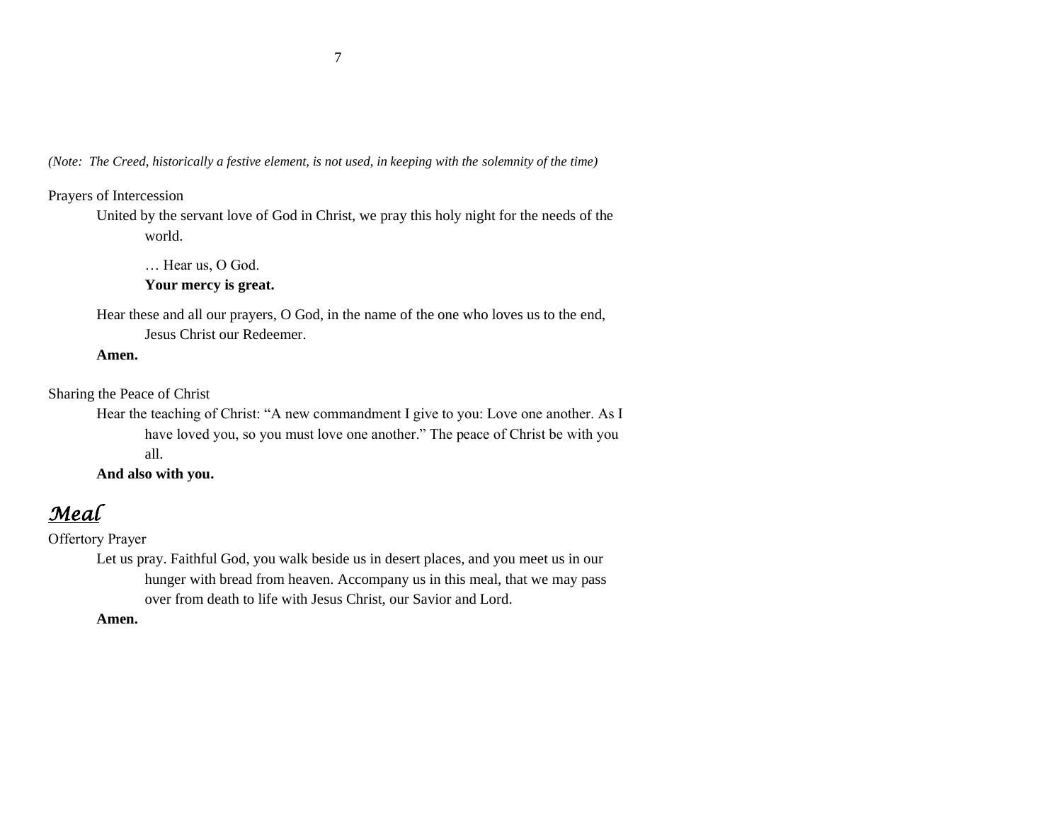*(Note: The Creed, historically a festive element, is not used, in keeping with the solemnity of the time)*

Prayers of Intercession

United by the servant love of God in Christ, we pray this holy night for the needs of the world.

… Hear us, O God.
**Your mercy is great.**

Hear these and all our prayers, O God, in the name of the one who loves us to the end, Jesus Christ our Redeemer.
**Amen.**

Sharing the Peace of Christ

Hear the teaching of Christ: “A new commandment I give to you: Love one another. As I have loved you, so you must love one another.” The peace of Christ be with you all.
**And also with you.**

## ***Meal***

Offertory Prayer

Let us pray. Faithful God, you walk beside us in desert places, and you meet us in our hunger with bread from heaven. Accompany us in this meal, that we may pass over from death to life with Jesus Christ, our Savior and Lord.
**Amen.**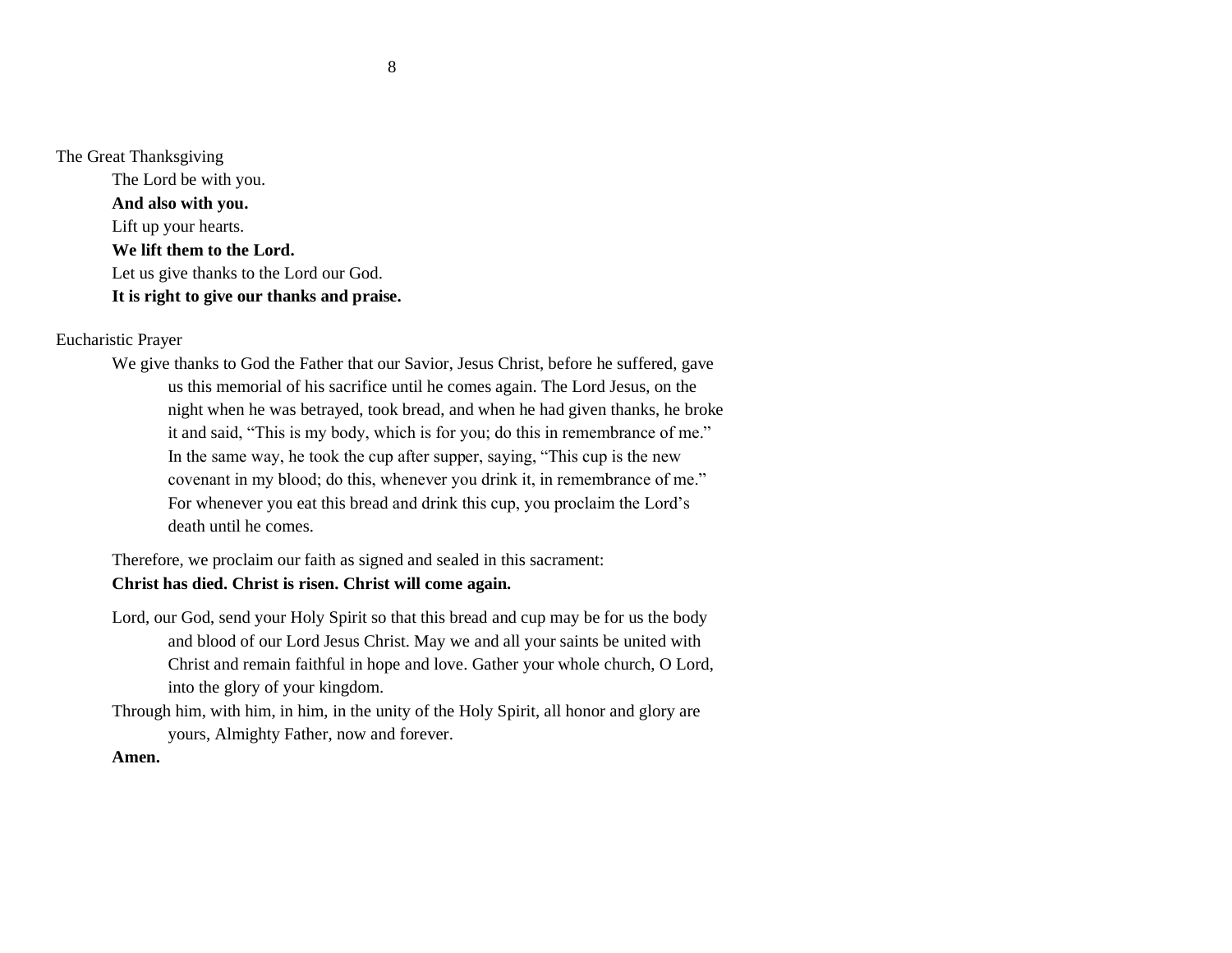## The Great Thanksgiving

The Lord be with you.
**And also with you.**
Lift up your hearts.
**We lift them to the Lord.**
Let us give thanks to the Lord our God.
**It is right to give our thanks and praise.**

## Eucharistic Prayer

We give thanks to God the Father that our Savior, Jesus Christ, before he suffered, gave us this memorial of his sacrifice until he comes again. The Lord Jesus, on the night when he was betrayed, took bread, and when he had given thanks, he broke it and said, "This is my body, which is for you; do this in remembrance of me." In the same way, he took the cup after supper, saying, "This cup is the new covenant in my blood; do this, whenever you drink it, in remembrance of me." For whenever you eat this bread and drink this cup, you proclaim the Lord's death until he comes.

Therefore, we proclaim our faith as signed and sealed in this sacrament:
**Christ has died. Christ is risen. Christ will come again.**

Lord, our God, send your Holy Spirit so that this bread and cup may be for us the body and blood of our Lord Jesus Christ. May we and all your saints be united with Christ and remain faithful in hope and love. Gather your whole church, O Lord, into the glory of your kingdom.

Through him, with him, in him, in the unity of the Holy Spirit, all honor and glory are yours, Almighty Father, now and forever.

**Amen.**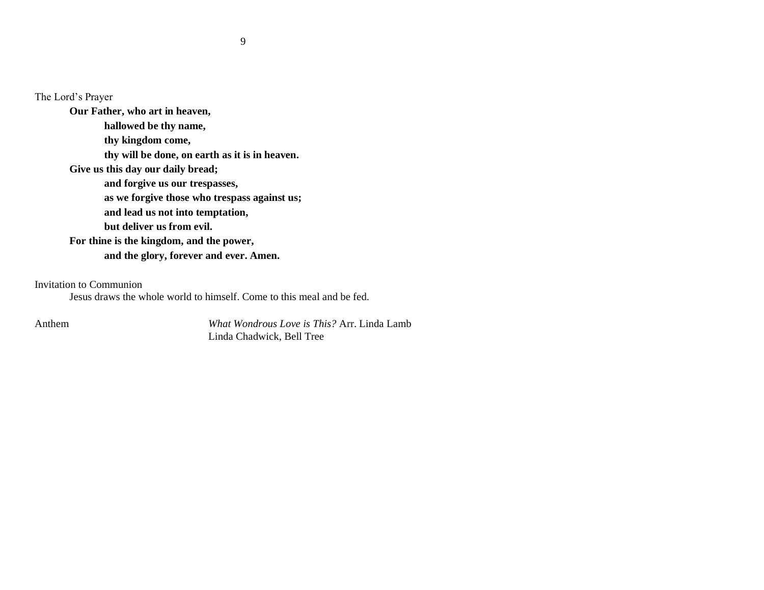The Lord's Prayer

**Our Father, who art in heaven,**
**hallowed be thy name,**
**thy kingdom come,**
**thy will be done, on earth as it is in heaven.**
**Give us this day our daily bread;**
**and forgive us our trespasses,**
**as we forgive those who trespass against us;**
**and lead us not into temptation,**
**but deliver us from evil.**
**For thine is the kingdom, and the power,**
**and the glory, forever and ever. Amen.**

Invitation to Communion

Jesus draws the whole world to himself. Come to this meal and be fed.

Anthem *What Wondrous Love is This?* Arr. Linda Lamb
Linda Chadwick, Bell Tree